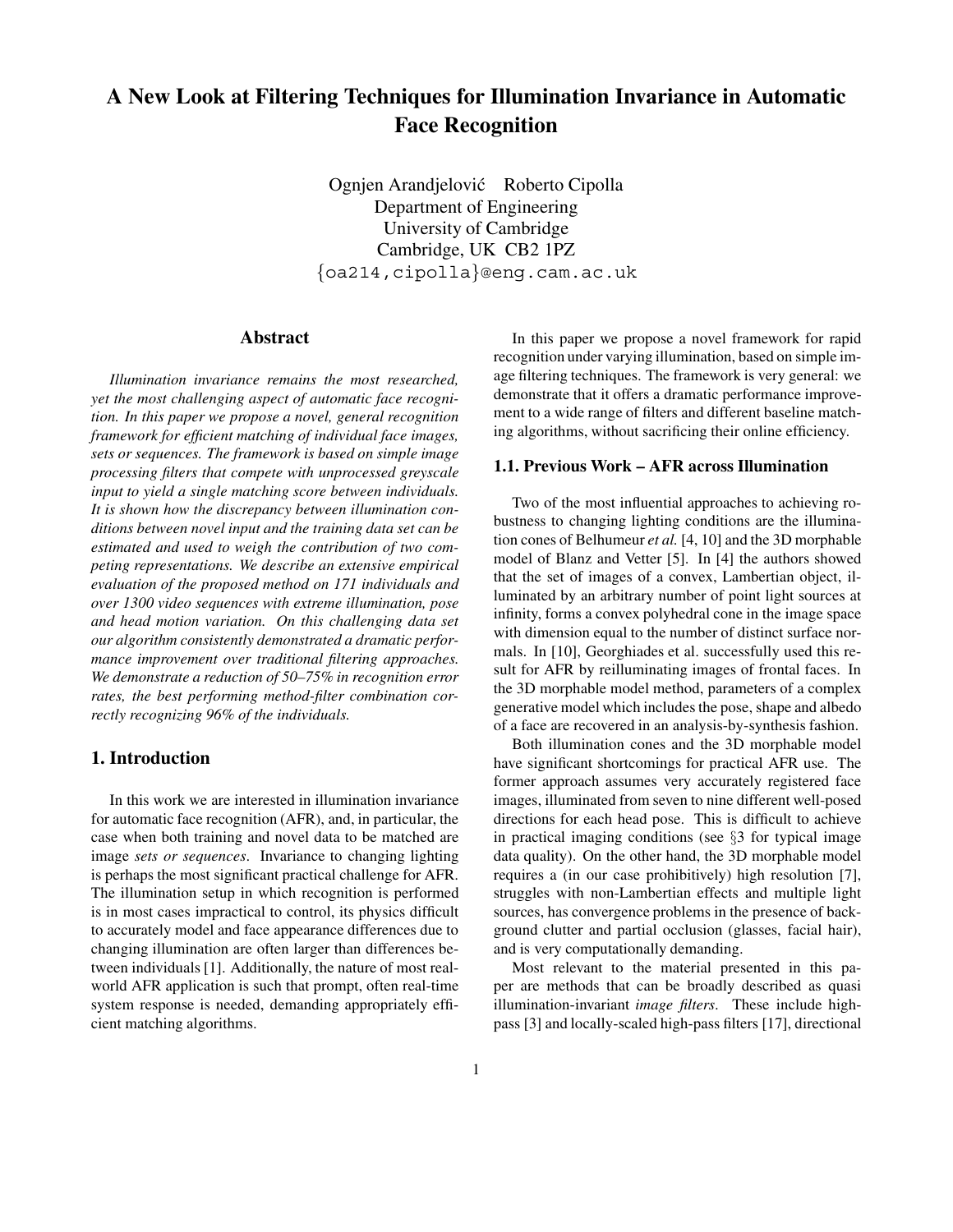# A New Look at Filtering Techniques for Illumination Invariance in Automatic Face Recognition

Ognjen Arandjelović Roberto Cipolla
Department of Engineering
University of Cambridge
Cambridge, UK CB2 1PZ
{oa214,cipolla}@eng.cam.ac.uk

## Abstract

*Illumination invariance remains the most researched, yet the most challenging aspect of automatic face recognition. In this paper we propose a novel, general recognition framework for efficient matching of individual face images, sets or sequences. The framework is based on simple image processing filters that compete with unprocessed greyscale input to yield a single matching score between individuals. It is shown how the discrepancy between illumination conditions between novel input and the training data set can be estimated and used to weigh the contribution of two competing representations. We describe an extensive empirical evaluation of the proposed method on 171 individuals and over 1300 video sequences with extreme illumination, pose and head motion variation. On this challenging data set our algorithm consistently demonstrated a dramatic performance improvement over traditional filtering approaches. We demonstrate a reduction of 50–75% in recognition error rates, the best performing method-filter combination correctly recognizing 96% of the individuals.*

## 1. Introduction

In this work we are interested in illumination invariance for automatic face recognition (AFR), and, in particular, the case when both training and novel data to be matched are image *sets or sequences*. Invariance to changing lighting is perhaps the most significant practical challenge for AFR. The illumination setup in which recognition is performed is in most cases impractical to control, its physics difficult to accurately model and face appearance differences due to changing illumination are often larger than differences between individuals [1]. Additionally, the nature of most real-world AFR application is such that prompt, often real-time system response is needed, demanding appropriately efficient matching algorithms.

In this paper we propose a novel framework for rapid recognition under varying illumination, based on simple image filtering techniques. The framework is very general: we demonstrate that it offers a dramatic performance improvement to a wide range of filters and different baseline matching algorithms, without sacrificing their online efficiency.

### 1.1. Previous Work – AFR across Illumination

Two of the most influential approaches to achieving robustness to changing lighting conditions are the illumination cones of Belhumeur *et al.* [4, 10] and the 3D morphable model of Blanz and Vetter [5]. In [4] the authors showed that the set of images of a convex, Lambertian object, illuminated by an arbitrary number of point light sources at infinity, forms a convex polyhedral cone in the image space with dimension equal to the number of distinct surface normals. In [10], Georghiades et al. successfully used this result for AFR by reilluminating images of frontal faces. In the 3D morphable model method, parameters of a complex generative model which includes the pose, shape and albedo of a face are recovered in an analysis-by-synthesis fashion.

Both illumination cones and the 3D morphable model have significant shortcomings for practical AFR use. The former approach assumes very accurately registered face images, illuminated from seven to nine different well-posed directions for each head pose. This is difficult to achieve in practical imaging conditions (see §3 for typical image data quality). On the other hand, the 3D morphable model requires a (in our case prohibitively) high resolution [7], struggles with non-Lambertian effects and multiple light sources, has convergence problems in the presence of background clutter and partial occlusion (glasses, facial hair), and is very computationally demanding.

Most relevant to the material presented in this paper are methods that can be broadly described as quasi illumination-invariant *image filters*. These include high-pass [3] and locally-scaled high-pass filters [17], directional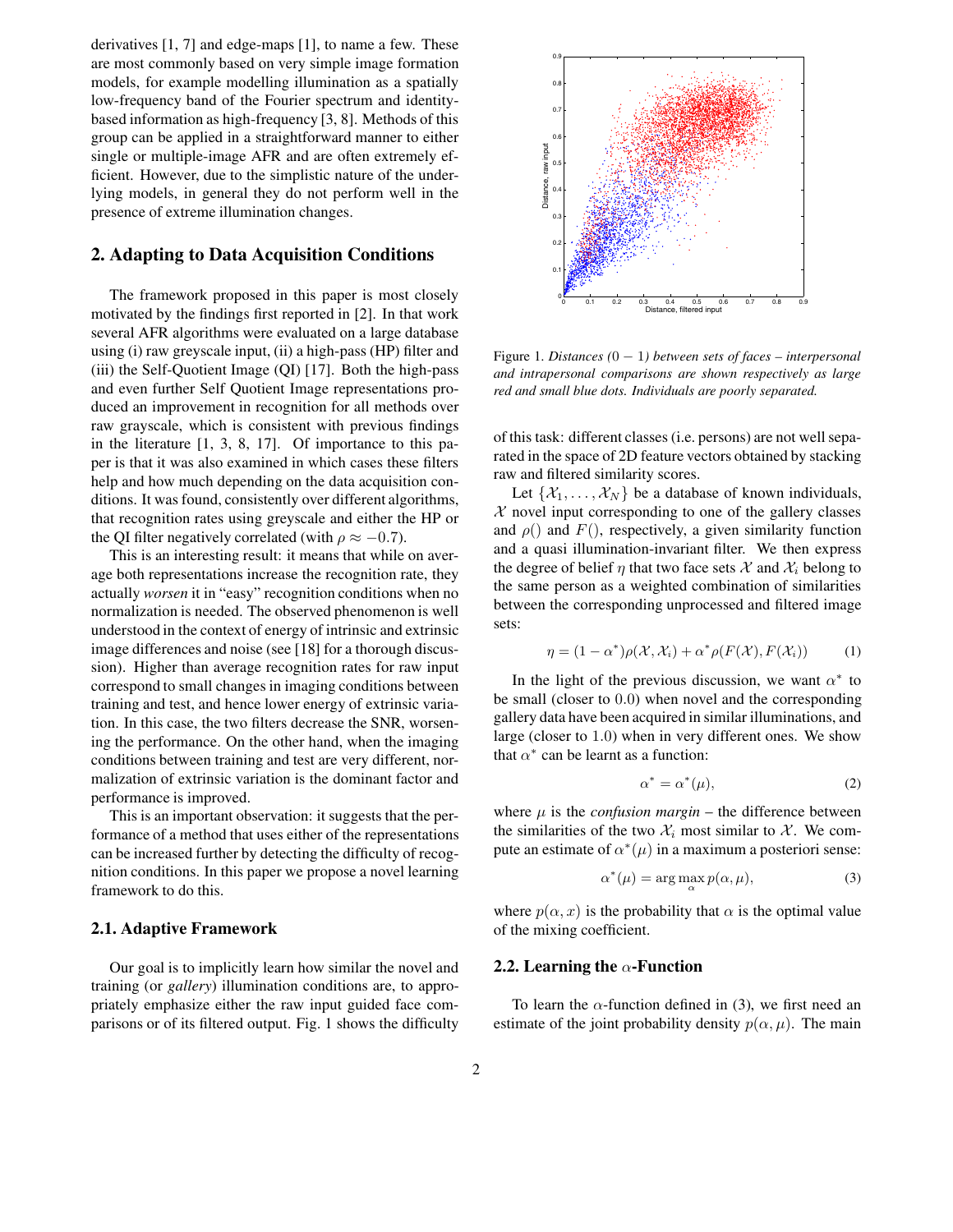derivatives [1, 7] and edge-maps [1], to name a few. These are most commonly based on very simple image formation models, for example modelling illumination as a spatially low-frequency band of the Fourier spectrum and identity-based information as high-frequency [3, 8]. Methods of this group can be applied in a straightforward manner to either single or multiple-image AFR and are often extremely efficient. However, due to the simplistic nature of the underlying models, in general they do not perform well in the presence of extreme illumination changes.

## 2. Adapting to Data Acquisition Conditions

The framework proposed in this paper is most closely motivated by the findings first reported in [2]. In that work several AFR algorithms were evaluated on a large database using (i) raw greyscale input, (ii) a high-pass (HP) filter and (iii) the Self-Quotient Image (QI) [17]. Both the high-pass and even further Self Quotient Image representations produced an improvement in recognition for all methods over raw grayscale, which is consistent with previous findings in the literature [1, 3, 8, 17]. Of importance to this paper is that it was also examined in which cases these filters help and how much depending on the data acquisition conditions. It was found, consistently over different algorithms, that recognition rates using greyscale and either the HP or the QI filter negatively correlated (with $\rho \approx -0.7$).

This is an interesting result: it means that while on average both representations increase the recognition rate, they actually *worsen* it in "easy" recognition conditions when no normalization is needed. The observed phenomenon is well understood in the context of energy of intrinsic and extrinsic image differences and noise (see [18] for a thorough discussion). Higher than average recognition rates for raw input correspond to small changes in imaging conditions between training and test, and hence lower energy of extrinsic variation. In this case, the two filters decrease the SNR, worsening the performance. On the other hand, when the imaging conditions between training and test are very different, normalization of extrinsic variation is the dominant factor and performance is improved.

This is an important observation: it suggests that the performance of a method that uses either of the representations can be increased further by detecting the difficulty of recognition conditions. In this paper we propose a novel learning framework to do this.

### 2.1. Adaptive Framework

Our goal is to implicitly learn how similar the novel and training (or *gallery*) illumination conditions are, to appropriately emphasize either the raw input guided face comparisons or of its filtered output. Fig. 1 shows the difficulty of this task: different classes (i.e. persons) are not well separated in the space of 2D feature vectors obtained by stacking raw and filtered similarity scores.

Figure 1. *Distances* $(0-1)$ *between sets of faces – interpersonal and intrapersonal comparisons are shown respectively as large red and small blue dots. Individuals are poorly separated.*

Let $\{\mathcal{X}_1, \ldots, \mathcal{X}_N\}$ be a database of known individuals, $\mathcal{X}$ novel input corresponding to one of the gallery classes and $\rho()$ and $F()$, respectively, a given similarity function and a quasi illumination-invariant filter. We then express the degree of belief $\eta$ that two face sets $\mathcal{X}$ and $\mathcal{X}_i$ belong to the same person as a weighted combination of similarities between the corresponding unprocessed and filtered image sets:

$$\eta = (1-\alpha^*)\rho(\mathcal{X}, \mathcal{X}_i) + \alpha^* \rho(F(\mathcal{X}), F(\mathcal{X}_i)) \tag{1}$$

In the light of the previous discussion, we want $\alpha^*$ to be small (closer to $0.0$) when novel and the corresponding gallery data have been acquired in similar illuminations, and large (closer to $1.0$) when in very different ones. We show that $\alpha^*$ can be learnt as a function:

$$\alpha^* = \alpha^*(\mu), \tag{2}$$

where $\mu$ is the *confusion margin* – the difference between the similarities of the two $\mathcal{X}_i$ most similar to $\mathcal{X}$. We compute an estimate of $\alpha^*(\mu)$ in a maximum a posteriori sense:

$$\alpha^*(\mu) = \arg\max_{\alpha} p(\alpha, \mu), \tag{3}$$

where $p(\alpha, x)$ is the probability that $\alpha$ is the optimal value of the mixing coefficient.

### 2.2. Learning the $\alpha$-Function

To learn the $\alpha$-function defined in (3), we first need an estimate of the joint probability density $p(\alpha, \mu)$. The main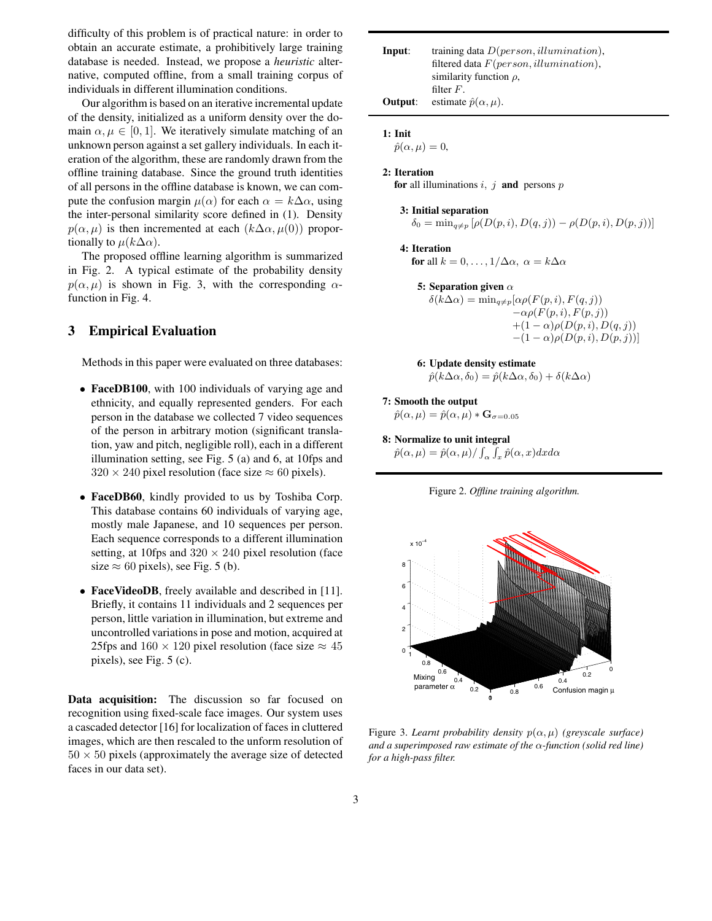difficulty of this problem is of practical nature: in order to obtain an accurate estimate, a prohibitively large training database is needed. Instead, we propose a *heuristic* alternative, computed offline, from a small training corpus of individuals in different illumination conditions.

Our algorithm is based on an iterative incremental update of the density, initialized as a uniform density over the domain $\alpha, \mu \in [0, 1]$. We iteratively simulate matching of an unknown person against a set gallery individuals. In each iteration of the algorithm, these are randomly drawn from the offline training database. Since the ground truth identities of all persons in the offline database is known, we can compute the confusion margin $\mu(\alpha)$ for each $\alpha = k\Delta\alpha$, using the inter-personal similarity score defined in (1). Density $p(\alpha, \mu)$ is then incremented at each $(k\Delta\alpha, \mu(0))$ proportionally to $\mu(k\Delta\alpha)$.

The proposed offline learning algorithm is summarized in Fig. 2. A typical estimate of the probability density $p(\alpha, \mu)$ is shown in Fig. 3, with the corresponding $\alpha$-function in Fig. 4.

**Input**: training data $D(person, illumination)$, filtered data $F(person, illumination)$, similarity function $\rho$, filter $F$.

**Output**: estimate $\hat{p}(\alpha, \mu)$.

**1: Init**

$\hat{p}(\alpha, \mu) = 0,$

**2: Iteration**

**for** all illuminations $i, j$ **and** persons $p$

**3: Initial separation**

$$\delta_0 = \min_{q \neq p} \left[ \rho(D(p, i), D(q, j)) - \rho(D(p, i), D(p, j)) \right]$$

**4: Iteration**

**for** all $k = 0, \ldots, 1/\Delta\alpha,\ \alpha = k\Delta\alpha$

**5: Separation given $\alpha$**

$$\begin{aligned} \delta(k\Delta\alpha) = \min_{q \neq p} [ & \alpha\rho(F(p, i), F(q, j)) \\ & -\alpha\rho(F(p, i), F(p, j)) \\ & +(1 - \alpha)\rho(D(p, i), D(q, j)) \\ & -(1 - \alpha)\rho(D(p, i), D(p, j))] \end{aligned}$$

**6: Update density estimate**

$$\hat{p}(k\Delta\alpha, \delta_0) = \hat{p}(k\Delta\alpha, \delta_0) + \delta(k\Delta\alpha)$$

**7: Smooth the output**

$$\hat{p}(\alpha, \mu) = \hat{p}(\alpha, \mu) * \mathbf{G}_{\sigma=0.05}$$

**8: Normalize to unit integral**

$$\hat{p}(\alpha, \mu) = \hat{p}(\alpha, \mu) / \int_\alpha \int_x \hat{p}(\alpha, x) dx d\alpha$$

Figure 2. *Offline training algorithm.*

Figure 3. *Learnt probability density $p(\alpha, \mu)$ (greyscale surface) and a superimposed raw estimate of the $\alpha$-function (solid red line) for a high-pass filter.*

## 3 Empirical Evaluation

Methods in this paper were evaluated on three databases:

- **FaceDB100**, with 100 individuals of varying age and ethnicity, and equally represented genders. For each person in the database we collected 7 video sequences of the person in arbitrary motion (significant translation, yaw and pitch, negligible roll), each in a different illumination setting, see Fig. 5 (a) and 6, at 10fps and $320 \times 240$ pixel resolution (face size $\approx 60$ pixels).
- **FaceDB60**, kindly provided to us by Toshiba Corp. This database contains 60 individuals of varying age, mostly male Japanese, and 10 sequences per person. Each sequence corresponds to a different illumination setting, at 10fps and $320 \times 240$ pixel resolution (face size $\approx 60$ pixels), see Fig. 5 (b).
- **FaceVideoDB**, freely available and described in [11]. Briefly, it contains 11 individuals and 2 sequences per person, little variation in illumination, but extreme and uncontrolled variations in pose and motion, acquired at 25fps and $160 \times 120$ pixel resolution (face size $\approx 45$ pixels), see Fig. 5 (c).

**Data acquisition:** The discussion so far focused on recognition using fixed-scale face images. Our system uses a cascaded detector [16] for localization of faces in cluttered images, which are then rescaled to the unform resolution of $50 \times 50$ pixels (approximately the average size of detected faces in our data set).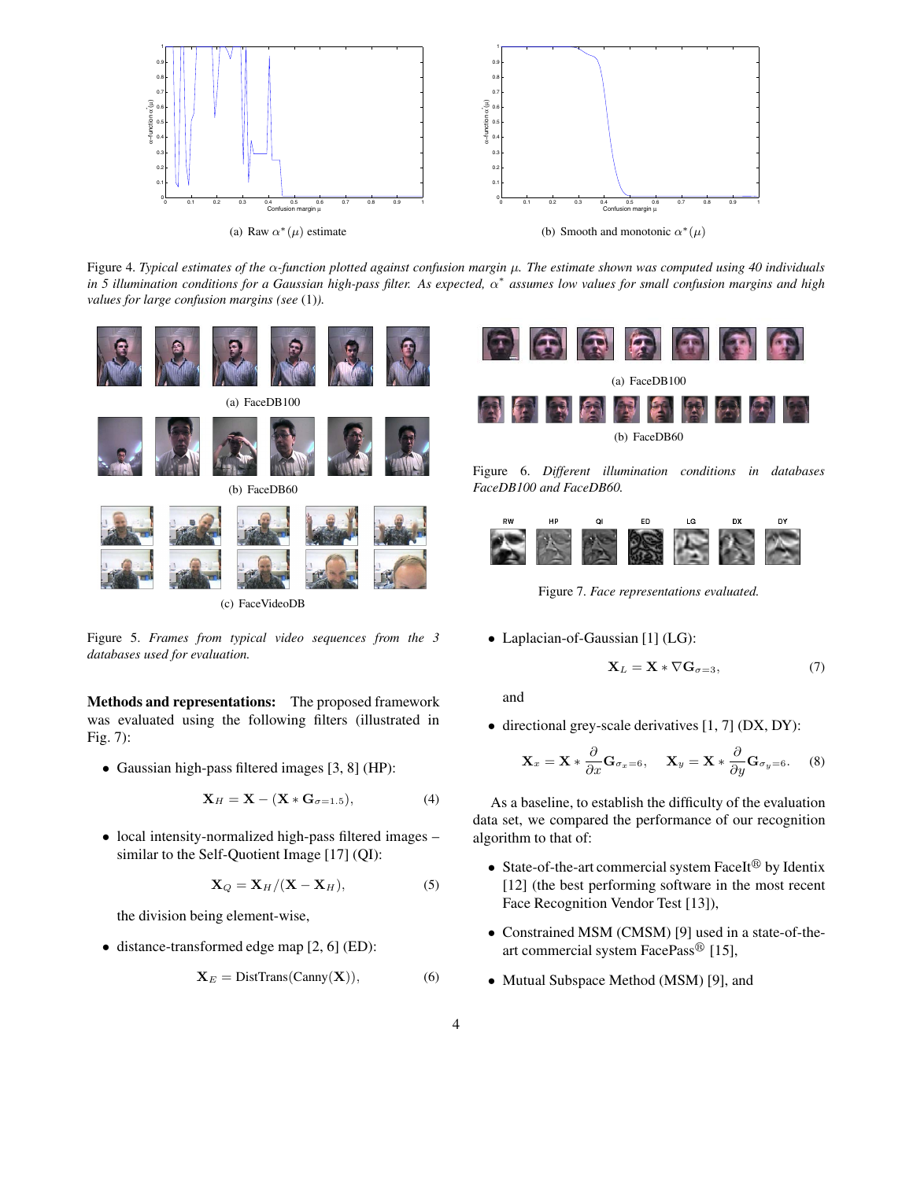(a) Raw $\alpha^*(\mu)$ estimate

(b) Smooth and monotonic $\alpha^*(\mu)$

Figure 4. *Typical estimates of the α-function plotted against confusion margin μ. The estimate shown was computed using 40 individuals in 5 illumination conditions for a Gaussian high-pass filter. As expected, $\alpha^*$ assumes low values for small confusion margins and high values for large confusion margins (see* (1)*).*

(a) FaceDB100

(b) FaceDB60

(c) FaceVideoDB

Figure 5. *Frames from typical video sequences from the 3 databases used for evaluation.*

(a) FaceDB100

(b) FaceDB60

Figure 6. *Different illumination conditions in databases FaceDB100 and FaceDB60.*

Figure 7. *Face representations evaluated.*

**Methods and representations:** The proposed framework was evaluated using the following filters (illustrated in Fig. 7):

- Gaussian high-pass filtered images [3, 8] (HP):

$$\mathbf{X}_H = \mathbf{X} - (\mathbf{X} * \mathbf{G}_{\sigma=1.5}), \tag{4}$$

- local intensity-normalized high-pass filtered images – similar to the Self-Quotient Image [17] (QI):

$$\mathbf{X}_Q = \mathbf{X}_H / (\mathbf{X} - \mathbf{X}_H), \tag{5}$$

  the division being element-wise,

- distance-transformed edge map [2, 6] (ED):

$$\mathbf{X}_E = \text{DistTrans}(\text{Canny}(\mathbf{X})), \tag{6}$$

- Laplacian-of-Gaussian [1] (LG):

$$\mathbf{X}_L = \mathbf{X} * \nabla \mathbf{G}_{\sigma=3}, \tag{7}$$

  and

- directional grey-scale derivatives [1, 7] (DX, DY):

$$\mathbf{X}_x = \mathbf{X} * \frac{\partial}{\partial x} \mathbf{G}_{\sigma_x=6}, \quad \mathbf{X}_y = \mathbf{X} * \frac{\partial}{\partial y} \mathbf{G}_{\sigma_y=6}. \tag{8}$$

As a baseline, to establish the difficulty of the evaluation data set, we compared the performance of our recognition algorithm to that of:

- State-of-the-art commercial system FaceIt® by Identix [12] (the best performing software in the most recent Face Recognition Vendor Test [13]),
- Constrained MSM (CMSM) [9] used in a state-of-the-art commercial system FacePass® [15],
- Mutual Subspace Method (MSM) [9], and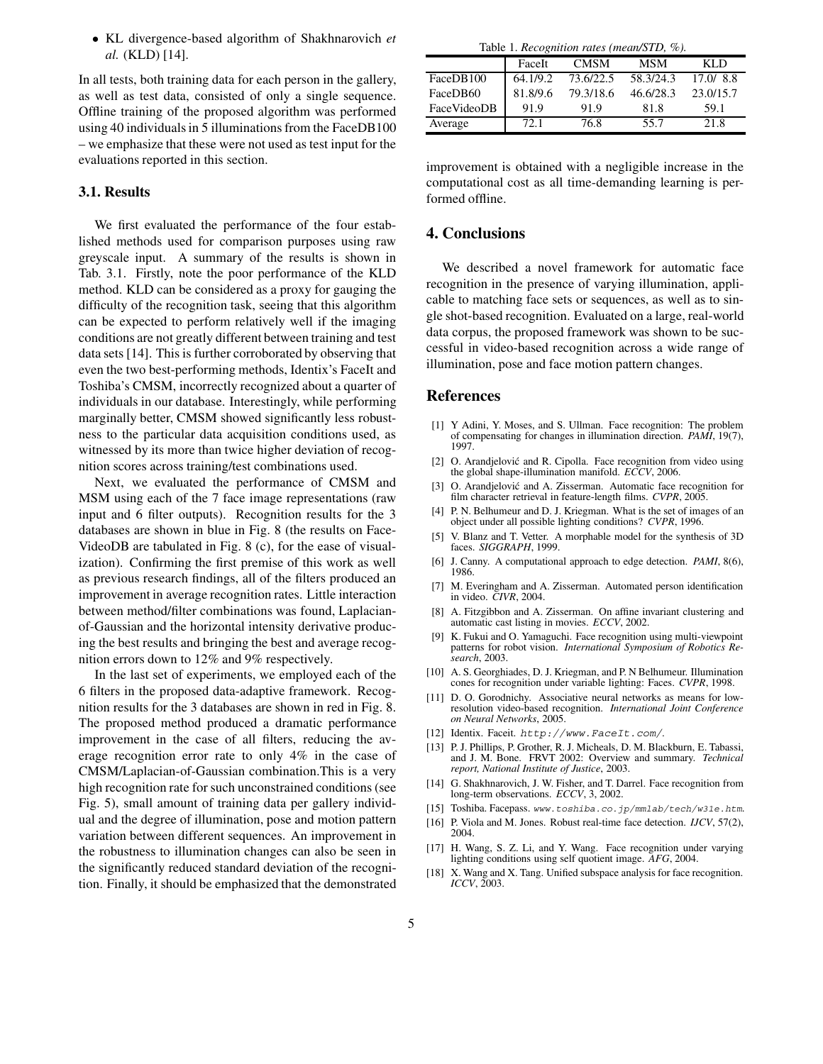- KL divergence-based algorithm of Shakhnarovich *et al.* (KLD) [14].

In all tests, both training data for each person in the gallery, as well as test data, consisted of only a single sequence. Offline training of the proposed algorithm was performed using 40 individuals in 5 illuminations from the FaceDB100 – we emphasize that these were not used as test input for the evaluations reported in this section.

### 3.1. Results

We first evaluated the performance of the four established methods used for comparison purposes using raw greyscale input. A summary of the results is shown in Tab. 3.1. Firstly, note the poor performance of the KLD method. KLD can be considered as a proxy for gauging the difficulty of the recognition task, seeing that this algorithm can be expected to perform relatively well if the imaging conditions are not greatly different between training and test data sets [14]. This is further corroborated by observing that even the two best-performing methods, Identix's FaceIt and Toshiba's CMSM, incorrectly recognized about a quarter of individuals in our database. Interestingly, while performing marginally better, CMSM showed significantly less robustness to the particular data acquisition conditions used, as witnessed by its more than twice higher deviation of recognition scores across training/test combinations used.

Next, we evaluated the performance of CMSM and MSM using each of the 7 face image representations (raw input and 6 filter outputs). Recognition results for the 3 databases are shown in blue in Fig. 8 (the results on FaceVideoDB are tabulated in Fig. 8 (c), for the ease of visualization). Confirming the first premise of this work as well as previous research findings, all of the filters produced an improvement in average recognition rates. Little interaction between method/filter combinations was found, Laplacian-of-Gaussian and the horizontal intensity derivative producing the best results and bringing the best and average recognition errors down to 12% and 9% respectively.

In the last set of experiments, we employed each of the 6 filters in the proposed data-adaptive framework. Recognition results for the 3 databases are shown in red in Fig. 8. The proposed method produced a dramatic performance improvement in the case of all filters, reducing the average recognition error rate to only 4% in the case of CMSM/Laplacian-of-Gaussian combination.This is a very high recognition rate for such unconstrained conditions (see Fig. 5), small amount of training data per gallery individual and the degree of illumination, pose and motion pattern variation between different sequences. An improvement in the robustness to illumination changes can also be seen in the significantly reduced standard deviation of the recognition. Finally, it should be emphasized that the demonstrated improvement is obtained with a negligible increase in the computational cost as all time-demanding learning is performed offline.

Table 1. *Recognition rates (mean/STD, %).*

| | FaceIt | CMSM | MSM | KLD |
|---|---|---|---|---|
| FaceDB100 | 64.1/9.2 | 73.6/22.5 | 58.3/24.3 | 17.0/ 8.8 |
| FaceDB60 | 81.8/9.6 | 79.3/18.6 | 46.6/28.3 | 23.0/15.7 |
| FaceVideoDB | 91.9 | 91.9 | 81.8 | 59.1 |
| Average | 72.1 | 76.8 | 55.7 | 21.8 |

## 4. Conclusions

We described a novel framework for automatic face recognition in the presence of varying illumination, applicable to matching face sets or sequences, as well as to single shot-based recognition. Evaluated on a large, real-world data corpus, the proposed framework was shown to be successful in video-based recognition across a wide range of illumination, pose and face motion pattern changes.

## References

[1] Y Adini, Y. Moses, and S. Ullman. Face recognition: The problem of compensating for changes in illumination direction. *PAMI*, 19(7), 1997.

[2] O. Arandjelović and R. Cipolla. Face recognition from video using the global shape-illumination manifold. *ECCV*, 2006.

[3] O. Arandjelović and A. Zisserman. Automatic face recognition for film character retrieval in feature-length films. *CVPR*, 2005.

[4] P. N. Belhumeur and D. J. Kriegman. What is the set of images of an object under all possible lighting conditions? *CVPR*, 1996.

[5] V. Blanz and T. Vetter. A morphable model for the synthesis of 3D faces. *SIGGRAPH*, 1999.

[6] J. Canny. A computational approach to edge detection. *PAMI*, 8(6), 1986.

[7] M. Everingham and A. Zisserman. Automated person identification in video. *CIVR*, 2004.

[8] A. Fitzgibbon and A. Zisserman. On affine invariant clustering and automatic cast listing in movies. *ECCV*, 2002.

[9] K. Fukui and O. Yamaguchi. Face recognition using multi-viewpoint patterns for robot vision. *International Symposium of Robotics Research*, 2003.

[10] A. S. Georghiades, D. J. Kriegman, and P. N Belhumeur. Illumination cones for recognition under variable lighting: Faces. *CVPR*, 1998.

[11] D. O. Gorodnichy. Associative neural networks as means for low-resolution video-based recognition. *International Joint Conference on Neural Networks*, 2005.

[12] Identix. Faceit. `http://www.FaceIt.com/`.

[13] P. J. Phillips, P. Grother, R. J. Micheals, D. M. Blackburn, E. Tabassi, and J. M. Bone. FRVT 2002: Overview and summary. *Technical report, National Institute of Justice*, 2003.

[14] G. Shakhnarovich, J. W. Fisher, and T. Darrel. Face recognition from long-term observations. *ECCV*, 3, 2002.

[15] Toshiba. Facepass. *www.toshiba.co.jp/mmlab/tech/w31e.htm*.

[16] P. Viola and M. Jones. Robust real-time face detection. *IJCV*, 57(2), 2004.

[17] H. Wang, S. Z. Li, and Y. Wang. Face recognition under varying lighting conditions using self quotient image. *AFG*, 2004.

[18] X. Wang and X. Tang. Unified subspace analysis for face recognition. *ICCV*, 2003.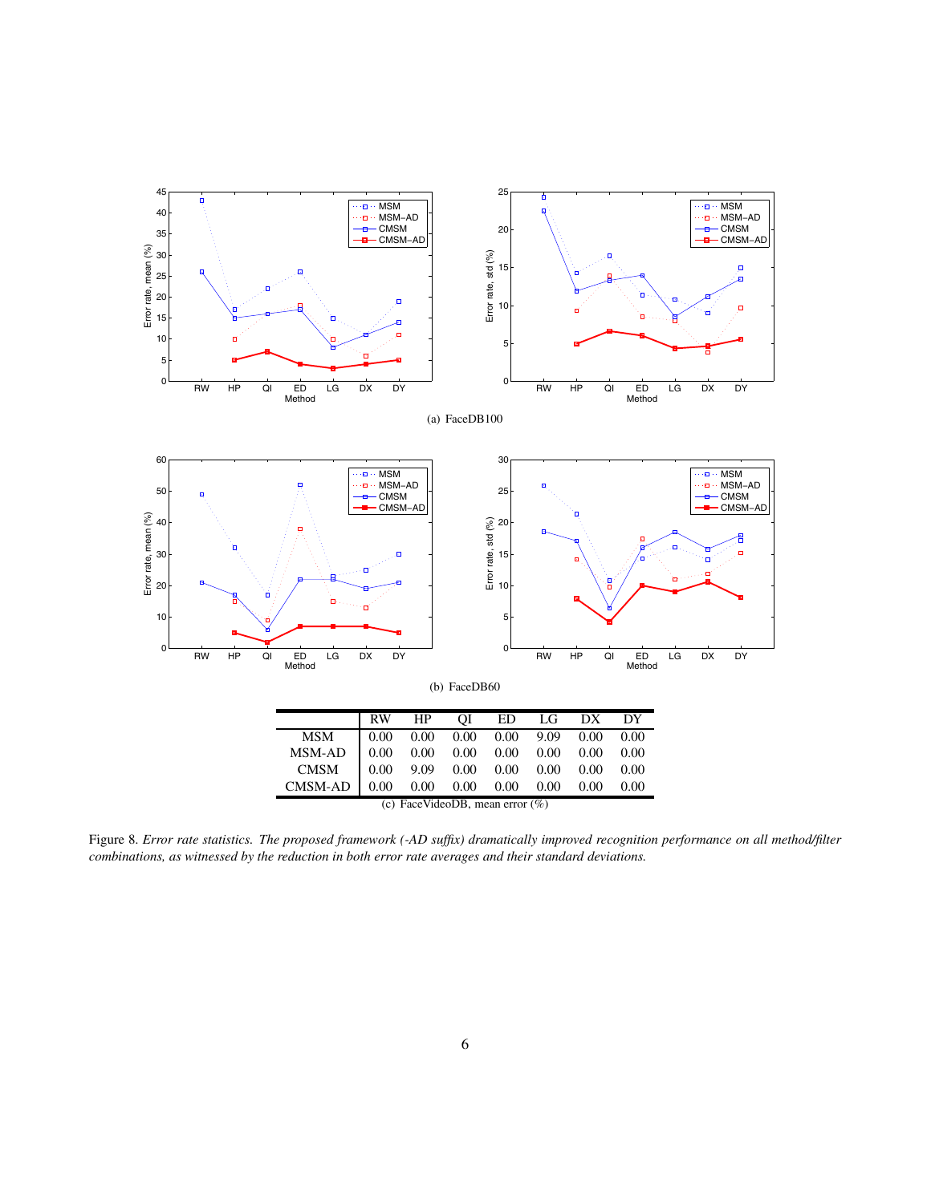45
40
35
30
25
20
15
10
5
0

Error rate, mean (%)

RW HP QI ED LG DX DY

Method

MSM
MSM–AD
CMSM
CMSM–AD

25
20
15
10
5
0

Error rate, std (%)

RW HP QI ED LG DX DY

Method

MSM
MSM–AD
CMSM
CMSM–AD

(a) FaceDB100

60
50
40
30
20
10
0

Error rate, mean (%)

RW HP QI ED LG DX DY

Method

MSM
MSM–AD
CMSM
CMSM–AD

30
25
20
15
10
5
0

Error rate, std (%)

RW HP QI ED LG DX DY

Method

MSM
MSM–AD
CMSM
CMSM–AD

(b) FaceDB60

| | RW | HP | QI | ED | LG | DX | DY |
|---|---|---|---|---|---|---|---|
| MSM | 0.00 | 0.00 | 0.00 | 0.00 | 9.09 | 0.00 | 0.00 |
| MSM-AD | 0.00 | 0.00 | 0.00 | 0.00 | 0.00 | 0.00 | 0.00 |
| CMSM | 0.00 | 9.09 | 0.00 | 0.00 | 0.00 | 0.00 | 0.00 |
| CMSM-AD | 0.00 | 0.00 | 0.00 | 0.00 | 0.00 | 0.00 | 0.00 |

(c) FaceVideoDB, mean error (%)

Figure 8. *Error rate statistics. The proposed framework (-AD suffix) dramatically improved recognition performance on all method/filter combinations, as witnessed by the reduction in both error rate averages and their standard deviations.*